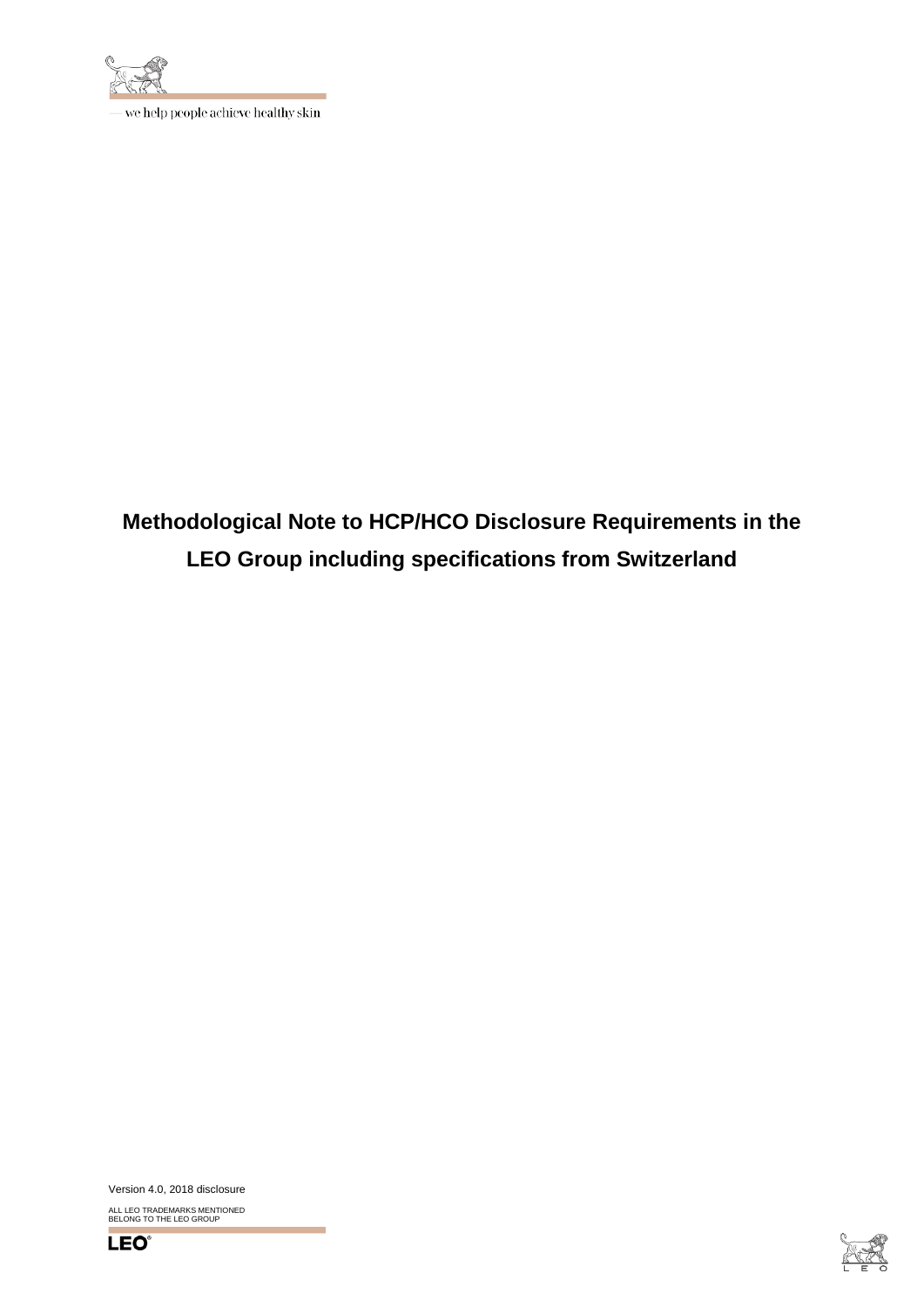— we help people achieve healthy skin

# Methodological Note to HCP/HCO Disclosure Requirements in the LEO Group including specifications from Switzerland

Version 4.0, 2018 disclosure

ALL LEO TRADEMARKS MENTIONED BELONG TO THE LEO GROUP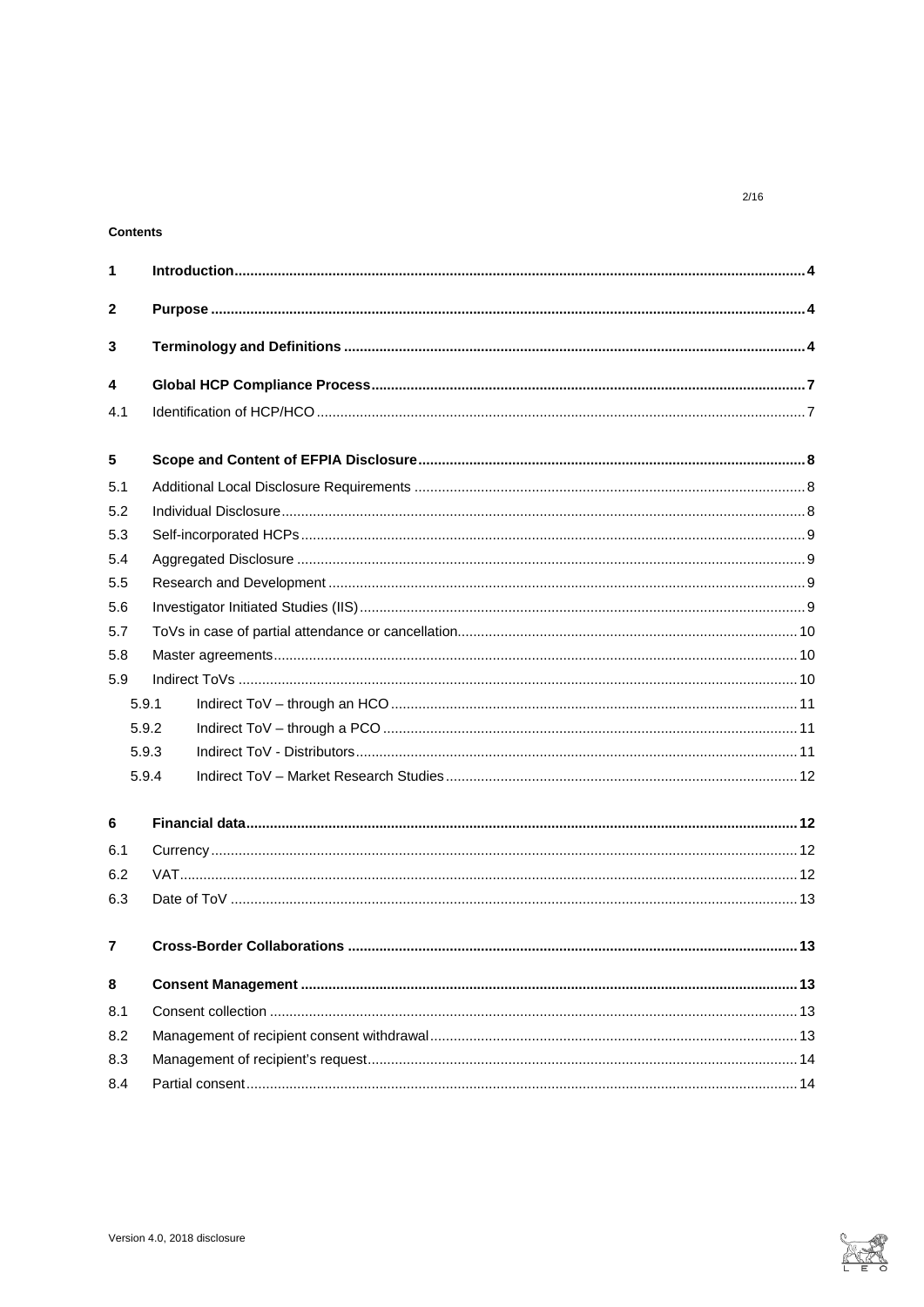**Contents**

| | | |
|---|---|---|
| **1** | **Introduction** | **4** |
| **2** | **Purpose** | **4** |
| **3** | **Terminology and Definitions** | **4** |
| **4** | **Global HCP Compliance Process** | **7** |
| 4.1 | Identification of HCP/HCO | 7 |
| **5** | **Scope and Content of EFPIA Disclosure** | **8** |
| 5.1 | Additional Local Disclosure Requirements | 8 |
| 5.2 | Individual Disclosure | 8 |
| 5.3 | Self-incorporated HCPs | 9 |
| 5.4 | Aggregated Disclosure | 9 |
| 5.5 | Research and Development | 9 |
| 5.6 | Investigator Initiated Studies (IIS) | 9 |
| 5.7 | ToVs in case of partial attendance or cancellation | 10 |
| 5.8 | Master agreements | 10 |
| 5.9 | Indirect ToVs | 10 |
| 5.9.1 | Indirect ToV – through an HCO | 11 |
| 5.9.2 | Indirect ToV – through a PCO | 11 |
| 5.9.3 | Indirect ToV - Distributors | 11 |
| 5.9.4 | Indirect ToV – Market Research Studies | 12 |
| **6** | **Financial data** | **12** |
| 6.1 | Currency | 12 |
| 6.2 | VAT | 12 |
| 6.3 | Date of ToV | 13 |
| **7** | **Cross-Border Collaborations** | **13** |
| **8** | **Consent Management** | **13** |
| 8.1 | Consent collection | 13 |
| 8.2 | Management of recipient consent withdrawal | 13 |
| 8.3 | Management of recipient's request | 14 |
| 8.4 | Partial consent | 14 |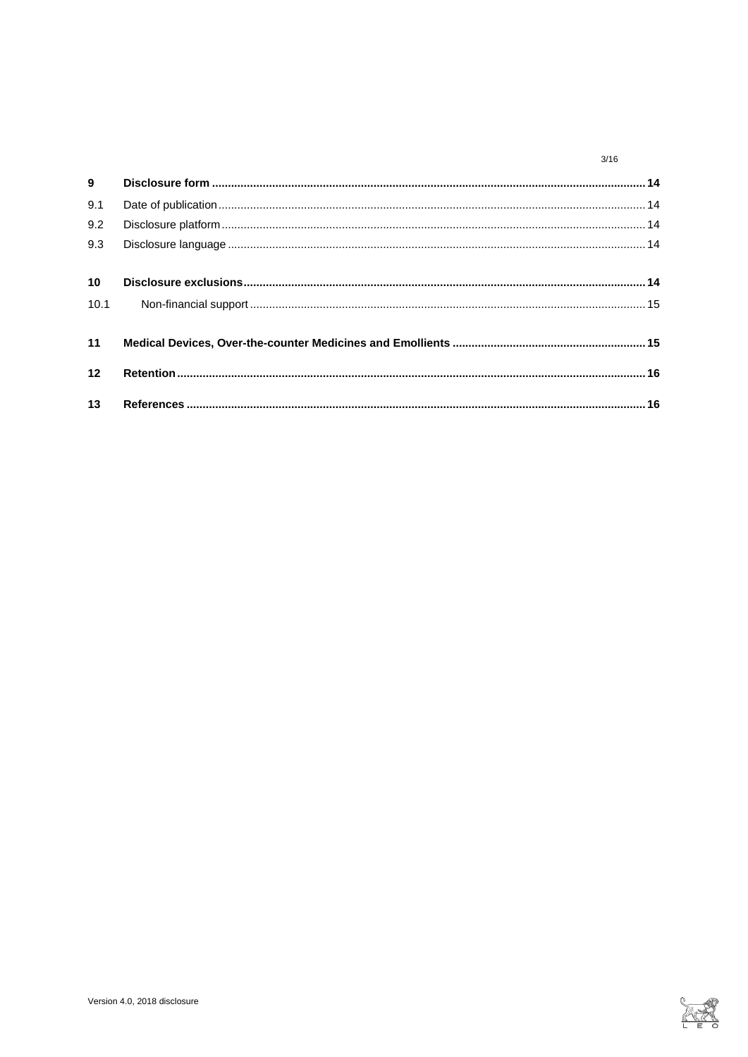| | | |
|---|---|---|
| **9** | **Disclosure form** | **14** |
| 9.1 | Date of publication | 14 |
| 9.2 | Disclosure platform | 14 |
| 9.3 | Disclosure language | 14 |
| **10** | **Disclosure exclusions** | **14** |
| 10.1 | Non-financial support | 15 |
| **11** | **Medical Devices, Over-the-counter Medicines and Emollients** | **15** |
| **12** | **Retention** | **16** |
| **13** | **References** | **16** |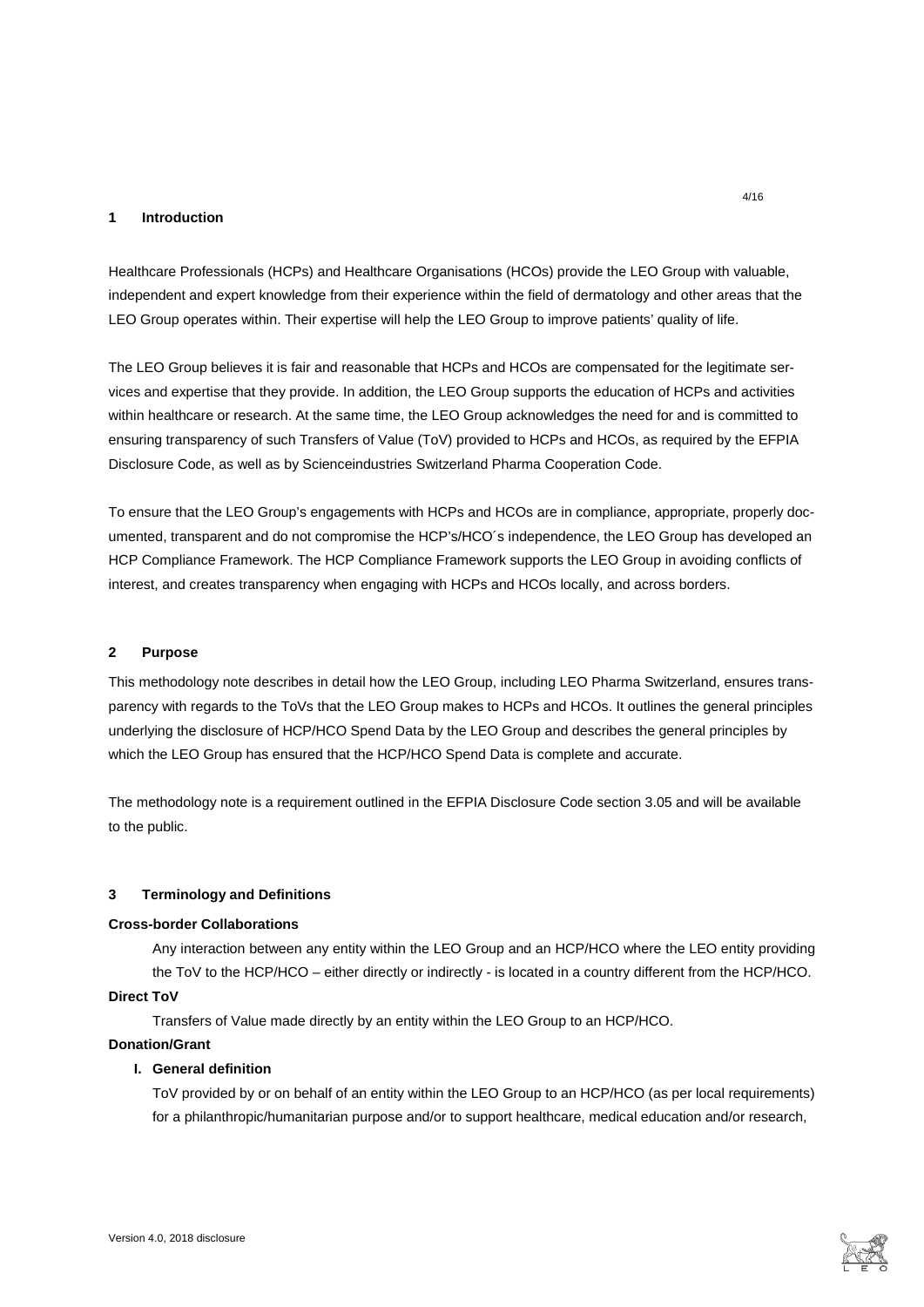## 1 Introduction

Healthcare Professionals (HCPs) and Healthcare Organisations (HCOs) provide the LEO Group with valuable, independent and expert knowledge from their experience within the field of dermatology and other areas that the LEO Group operates within. Their expertise will help the LEO Group to improve patients' quality of life.

The LEO Group believes it is fair and reasonable that HCPs and HCOs are compensated for the legitimate services and expertise that they provide. In addition, the LEO Group supports the education of HCPs and activities within healthcare or research. At the same time, the LEO Group acknowledges the need for and is committed to ensuring transparency of such Transfers of Value (ToV) provided to HCPs and HCOs, as required by the EFPIA Disclosure Code, as well as by Scienceindustries Switzerland Pharma Cooperation Code.

To ensure that the LEO Group's engagements with HCPs and HCOs are in compliance, appropriate, properly documented, transparent and do not compromise the HCP's/HCO´s independence, the LEO Group has developed an HCP Compliance Framework. The HCP Compliance Framework supports the LEO Group in avoiding conflicts of interest, and creates transparency when engaging with HCPs and HCOs locally, and across borders.

## 2 Purpose

This methodology note describes in detail how the LEO Group, including LEO Pharma Switzerland, ensures transparency with regards to the ToVs that the LEO Group makes to HCPs and HCOs. It outlines the general principles underlying the disclosure of HCP/HCO Spend Data by the LEO Group and describes the general principles by which the LEO Group has ensured that the HCP/HCO Spend Data is complete and accurate.

The methodology note is a requirement outlined in the EFPIA Disclosure Code section 3.05 and will be available to the public.

## 3 Terminology and Definitions

**Cross-border Collaborations**

Any interaction between any entity within the LEO Group and an HCP/HCO where the LEO entity providing the ToV to the HCP/HCO – either directly or indirectly - is located in a country different from the HCP/HCO.

**Direct ToV**

Transfers of Value made directly by an entity within the LEO Group to an HCP/HCO.

**Donation/Grant**

**I. General definition**

ToV provided by or on behalf of an entity within the LEO Group to an HCP/HCO (as per local requirements) for a philanthropic/humanitarian purpose and/or to support healthcare, medical education and/or research,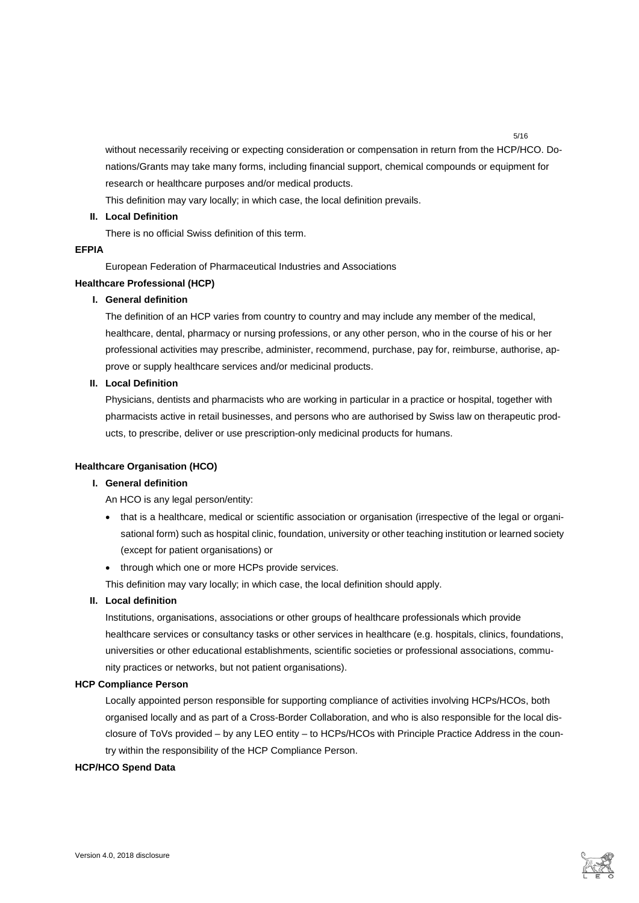without necessarily receiving or expecting consideration or compensation in return from the HCP/HCO. Donations/Grants may take many forms, including financial support, chemical compounds or equipment for research or healthcare purposes and/or medical products.

This definition may vary locally; in which case, the local definition prevails.

**II. Local Definition**

There is no official Swiss definition of this term.

**EFPIA**

European Federation of Pharmaceutical Industries and Associations

**Healthcare Professional (HCP)**

**I. General definition**

The definition of an HCP varies from country to country and may include any member of the medical, healthcare, dental, pharmacy or nursing professions, or any other person, who in the course of his or her professional activities may prescribe, administer, recommend, purchase, pay for, reimburse, authorise, approve or supply healthcare services and/or medicinal products.

**II. Local Definition**

Physicians, dentists and pharmacists who are working in particular in a practice or hospital, together with pharmacists active in retail businesses, and persons who are authorised by Swiss law on therapeutic products, to prescribe, deliver or use prescription-only medicinal products for humans.

**Healthcare Organisation (HCO)**

**I. General definition**

An HCO is any legal person/entity:

- that is a healthcare, medical or scientific association or organisation (irrespective of the legal or organisational form) such as hospital clinic, foundation, university or other teaching institution or learned society (except for patient organisations) or
- through which one or more HCPs provide services.

This definition may vary locally; in which case, the local definition should apply.

**II. Local definition**

Institutions, organisations, associations or other groups of healthcare professionals which provide healthcare services or consultancy tasks or other services in healthcare (e.g. hospitals, clinics, foundations, universities or other educational establishments, scientific societies or professional associations, community practices or networks, but not patient organisations).

**HCP Compliance Person**

Locally appointed person responsible for supporting compliance of activities involving HCPs/HCOs, both organised locally and as part of a Cross-Border Collaboration, and who is also responsible for the local disclosure of ToVs provided – by any LEO entity – to HCPs/HCOs with Principle Practice Address in the country within the responsibility of the HCP Compliance Person.

**HCP/HCO Spend Data**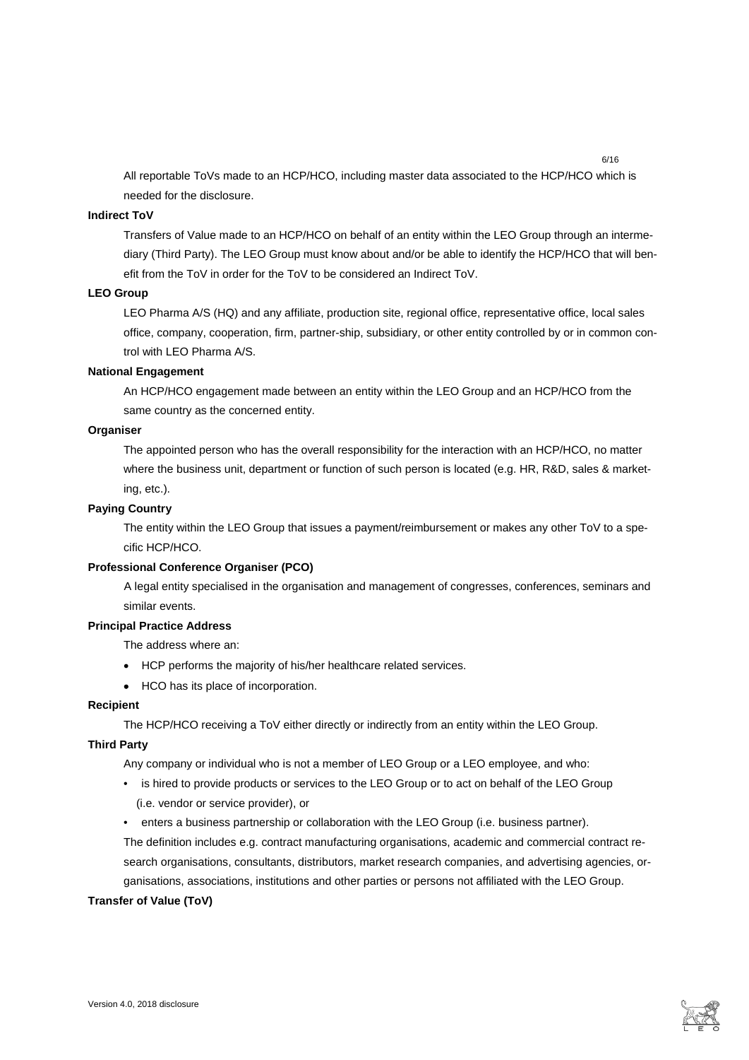All reportable ToVs made to an HCP/HCO, including master data associated to the HCP/HCO which is needed for the disclosure.

**Indirect ToV**

Transfers of Value made to an HCP/HCO on behalf of an entity within the LEO Group through an intermediary (Third Party). The LEO Group must know about and/or be able to identify the HCP/HCO that will benefit from the ToV in order for the ToV to be considered an Indirect ToV.

**LEO Group**

LEO Pharma A/S (HQ) and any affiliate, production site, regional office, representative office, local sales office, company, cooperation, firm, partner-ship, subsidiary, or other entity controlled by or in common control with LEO Pharma A/S.

**National Engagement**

An HCP/HCO engagement made between an entity within the LEO Group and an HCP/HCO from the same country as the concerned entity.

**Organiser**

The appointed person who has the overall responsibility for the interaction with an HCP/HCO, no matter where the business unit, department or function of such person is located (e.g. HR, R&D, sales & marketing, etc.).

**Paying Country**

The entity within the LEO Group that issues a payment/reimbursement or makes any other ToV to a specific HCP/HCO.

**Professional Conference Organiser (PCO)**

A legal entity specialised in the organisation and management of congresses, conferences, seminars and similar events.

**Principal Practice Address**

The address where an:

- HCP performs the majority of his/her healthcare related services.
- HCO has its place of incorporation.

**Recipient**

The HCP/HCO receiving a ToV either directly or indirectly from an entity within the LEO Group.

**Third Party**

Any company or individual who is not a member of LEO Group or a LEO employee, and who:

- is hired to provide products or services to the LEO Group or to act on behalf of the LEO Group (i.e. vendor or service provider), or
- enters a business partnership or collaboration with the LEO Group (i.e. business partner).

The definition includes e.g. contract manufacturing organisations, academic and commercial contract research organisations, consultants, distributors, market research companies, and advertising agencies, organisations, associations, institutions and other parties or persons not affiliated with the LEO Group.

**Transfer of Value (ToV)**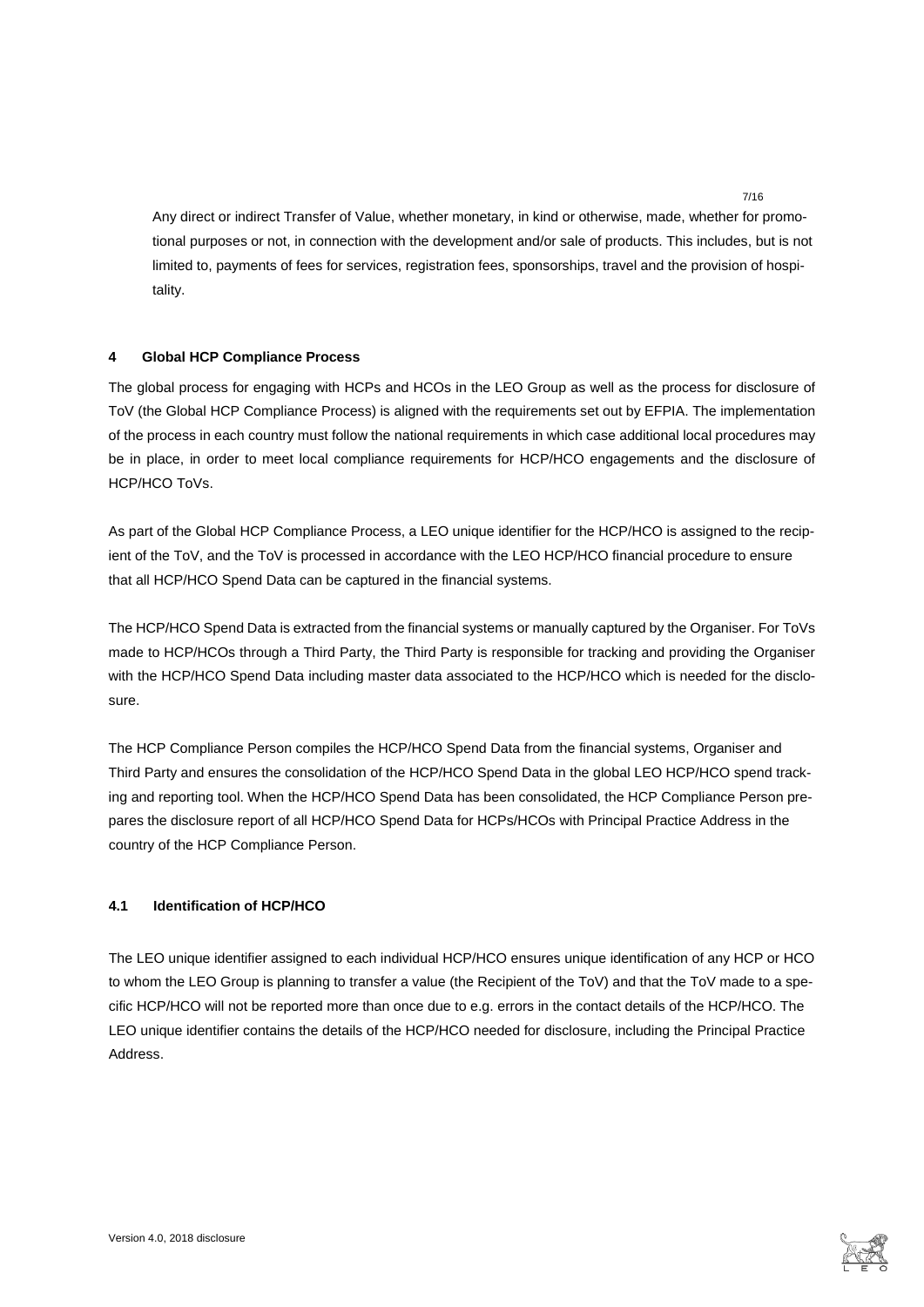Any direct or indirect Transfer of Value, whether monetary, in kind or otherwise, made, whether for promotional purposes or not, in connection with the development and/or sale of products. This includes, but is not limited to, payments of fees for services, registration fees, sponsorships, travel and the provision of hospitality.

## 4 Global HCP Compliance Process

The global process for engaging with HCPs and HCOs in the LEO Group as well as the process for disclosure of ToV (the Global HCP Compliance Process) is aligned with the requirements set out by EFPIA. The implementation of the process in each country must follow the national requirements in which case additional local procedures may be in place, in order to meet local compliance requirements for HCP/HCO engagements and the disclosure of HCP/HCO ToVs.

As part of the Global HCP Compliance Process, a LEO unique identifier for the HCP/HCO is assigned to the recipient of the ToV, and the ToV is processed in accordance with the LEO HCP/HCO financial procedure to ensure that all HCP/HCO Spend Data can be captured in the financial systems.

The HCP/HCO Spend Data is extracted from the financial systems or manually captured by the Organiser. For ToVs made to HCP/HCOs through a Third Party, the Third Party is responsible for tracking and providing the Organiser with the HCP/HCO Spend Data including master data associated to the HCP/HCO which is needed for the disclosure.

The HCP Compliance Person compiles the HCP/HCO Spend Data from the financial systems, Organiser and Third Party and ensures the consolidation of the HCP/HCO Spend Data in the global LEO HCP/HCO spend tracking and reporting tool. When the HCP/HCO Spend Data has been consolidated, the HCP Compliance Person prepares the disclosure report of all HCP/HCO Spend Data for HCPs/HCOs with Principal Practice Address in the country of the HCP Compliance Person.

### 4.1 Identification of HCP/HCO

The LEO unique identifier assigned to each individual HCP/HCO ensures unique identification of any HCP or HCO to whom the LEO Group is planning to transfer a value (the Recipient of the ToV) and that the ToV made to a specific HCP/HCO will not be reported more than once due to e.g. errors in the contact details of the HCP/HCO. The LEO unique identifier contains the details of the HCP/HCO needed for disclosure, including the Principal Practice Address.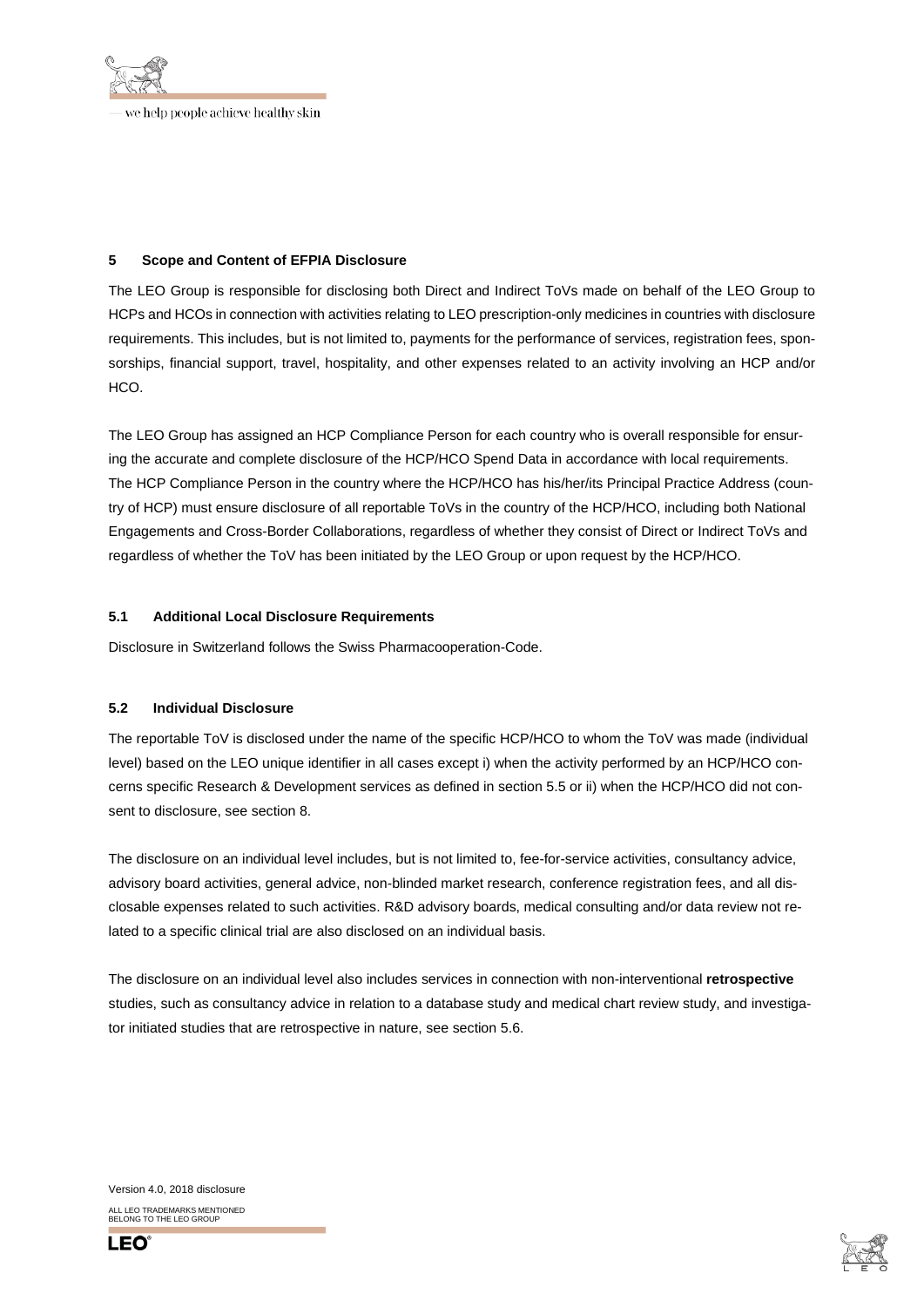## 5 Scope and Content of EFPIA Disclosure

The LEO Group is responsible for disclosing both Direct and Indirect ToVs made on behalf of the LEO Group to HCPs and HCOs in connection with activities relating to LEO prescription-only medicines in countries with disclosure requirements. This includes, but is not limited to, payments for the performance of services, registration fees, sponsorships, financial support, travel, hospitality, and other expenses related to an activity involving an HCP and/or HCO.

The LEO Group has assigned an HCP Compliance Person for each country who is overall responsible for ensuring the accurate and complete disclosure of the HCP/HCO Spend Data in accordance with local requirements. The HCP Compliance Person in the country where the HCP/HCO has his/her/its Principal Practice Address (country of HCP) must ensure disclosure of all reportable ToVs in the country of the HCP/HCO, including both National Engagements and Cross-Border Collaborations, regardless of whether they consist of Direct or Indirect ToVs and regardless of whether the ToV has been initiated by the LEO Group or upon request by the HCP/HCO.

### 5.1 Additional Local Disclosure Requirements

Disclosure in Switzerland follows the Swiss Pharmacooperation-Code.

### 5.2 Individual Disclosure

The reportable ToV is disclosed under the name of the specific HCP/HCO to whom the ToV was made (individual level) based on the LEO unique identifier in all cases except i) when the activity performed by an HCP/HCO concerns specific Research & Development services as defined in section 5.5 or ii) when the HCP/HCO did not consent to disclosure, see section 8.

The disclosure on an individual level includes, but is not limited to, fee-for-service activities, consultancy advice, advisory board activities, general advice, non-blinded market research, conference registration fees, and all disclosable expenses related to such activities. R&D advisory boards, medical consulting and/or data review not related to a specific clinical trial are also disclosed on an individual basis.

The disclosure on an individual level also includes services in connection with non-interventional **retrospective** studies, such as consultancy advice in relation to a database study and medical chart review study, and investigator initiated studies that are retrospective in nature, see section 5.6.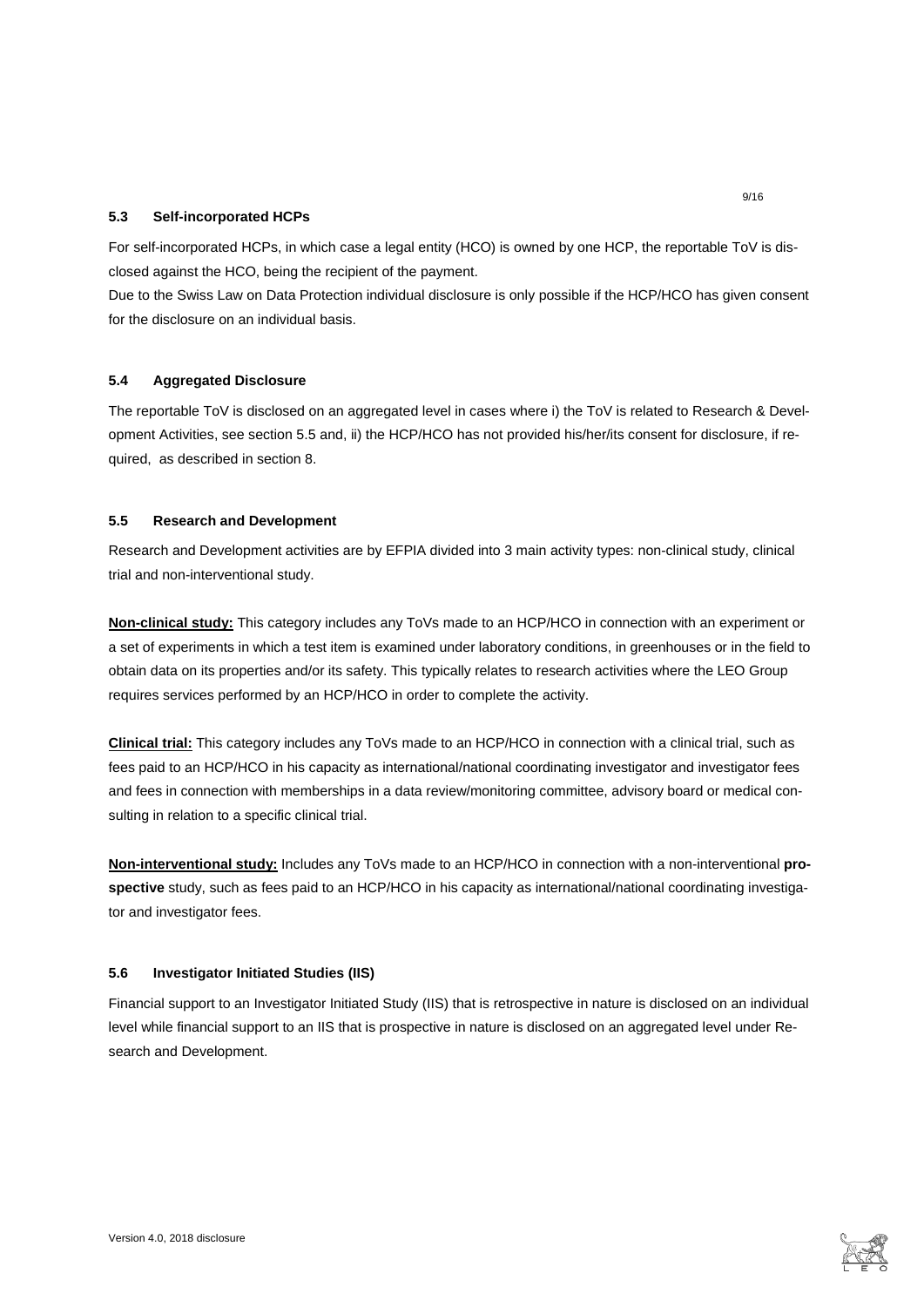### 5.3 Self-incorporated HCPs

For self-incorporated HCPs, in which case a legal entity (HCO) is owned by one HCP, the reportable ToV is disclosed against the HCO, being the recipient of the payment.
Due to the Swiss Law on Data Protection individual disclosure is only possible if the HCP/HCO has given consent for the disclosure on an individual basis.

### 5.4 Aggregated Disclosure

The reportable ToV is disclosed on an aggregated level in cases where i) the ToV is related to Research & Development Activities, see section 5.5 and, ii) the HCP/HCO has not provided his/her/its consent for disclosure, if required, as described in section 8.

### 5.5 Research and Development

Research and Development activities are by EFPIA divided into 3 main activity types: non-clinical study, clinical trial and non-interventional study.

**Non-clinical study:** This category includes any ToVs made to an HCP/HCO in connection with an experiment or a set of experiments in which a test item is examined under laboratory conditions, in greenhouses or in the field to obtain data on its properties and/or its safety. This typically relates to research activities where the LEO Group requires services performed by an HCP/HCO in order to complete the activity.

**Clinical trial:** This category includes any ToVs made to an HCP/HCO in connection with a clinical trial, such as fees paid to an HCP/HCO in his capacity as international/national coordinating investigator and investigator fees and fees in connection with memberships in a data review/monitoring committee, advisory board or medical consulting in relation to a specific clinical trial.

**Non-interventional study:** Includes any ToVs made to an HCP/HCO in connection with a non-interventional **prospective** study, such as fees paid to an HCP/HCO in his capacity as international/national coordinating investigator and investigator fees.

### 5.6 Investigator Initiated Studies (IIS)

Financial support to an Investigator Initiated Study (IIS) that is retrospective in nature is disclosed on an individual level while financial support to an IIS that is prospective in nature is disclosed on an aggregated level under Research and Development.

Version 4.0, 2018 disclosure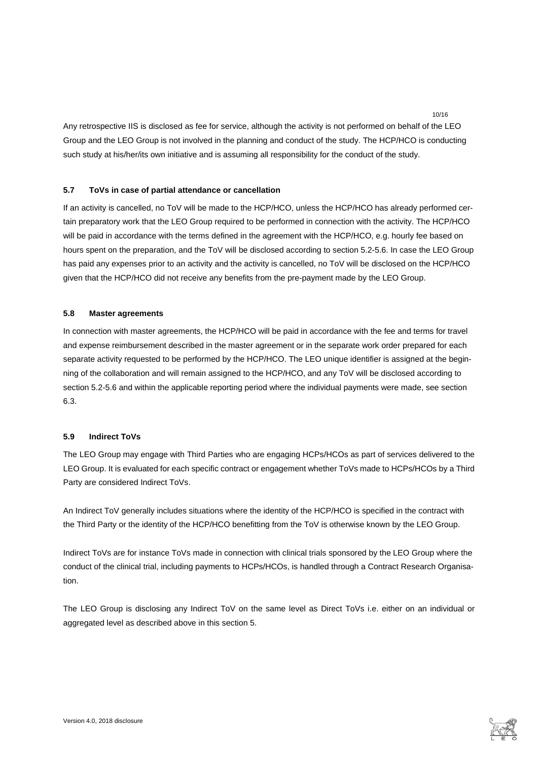Any retrospective IIS is disclosed as fee for service, although the activity is not performed on behalf of the LEO Group and the LEO Group is not involved in the planning and conduct of the study. The HCP/HCO is conducting such study at his/her/its own initiative and is assuming all responsibility for the conduct of the study.

### 5.7 ToVs in case of partial attendance or cancellation

If an activity is cancelled, no ToV will be made to the HCP/HCO, unless the HCP/HCO has already performed certain preparatory work that the LEO Group required to be performed in connection with the activity. The HCP/HCO will be paid in accordance with the terms defined in the agreement with the HCP/HCO, e.g. hourly fee based on hours spent on the preparation, and the ToV will be disclosed according to section 5.2-5.6. In case the LEO Group has paid any expenses prior to an activity and the activity is cancelled, no ToV will be disclosed on the HCP/HCO given that the HCP/HCO did not receive any benefits from the pre-payment made by the LEO Group.

### 5.8 Master agreements

In connection with master agreements, the HCP/HCO will be paid in accordance with the fee and terms for travel and expense reimbursement described in the master agreement or in the separate work order prepared for each separate activity requested to be performed by the HCP/HCO. The LEO unique identifier is assigned at the beginning of the collaboration and will remain assigned to the HCP/HCO, and any ToV will be disclosed according to section 5.2-5.6 and within the applicable reporting period where the individual payments were made, see section 6.3.

### 5.9 Indirect ToVs

The LEO Group may engage with Third Parties who are engaging HCPs/HCOs as part of services delivered to the LEO Group. It is evaluated for each specific contract or engagement whether ToVs made to HCPs/HCOs by a Third Party are considered Indirect ToVs.

An Indirect ToV generally includes situations where the identity of the HCP/HCO is specified in the contract with the Third Party or the identity of the HCP/HCO benefitting from the ToV is otherwise known by the LEO Group.

Indirect ToVs are for instance ToVs made in connection with clinical trials sponsored by the LEO Group where the conduct of the clinical trial, including payments to HCPs/HCOs, is handled through a Contract Research Organisation.

The LEO Group is disclosing any Indirect ToV on the same level as Direct ToVs i.e. either on an individual or aggregated level as described above in this section 5.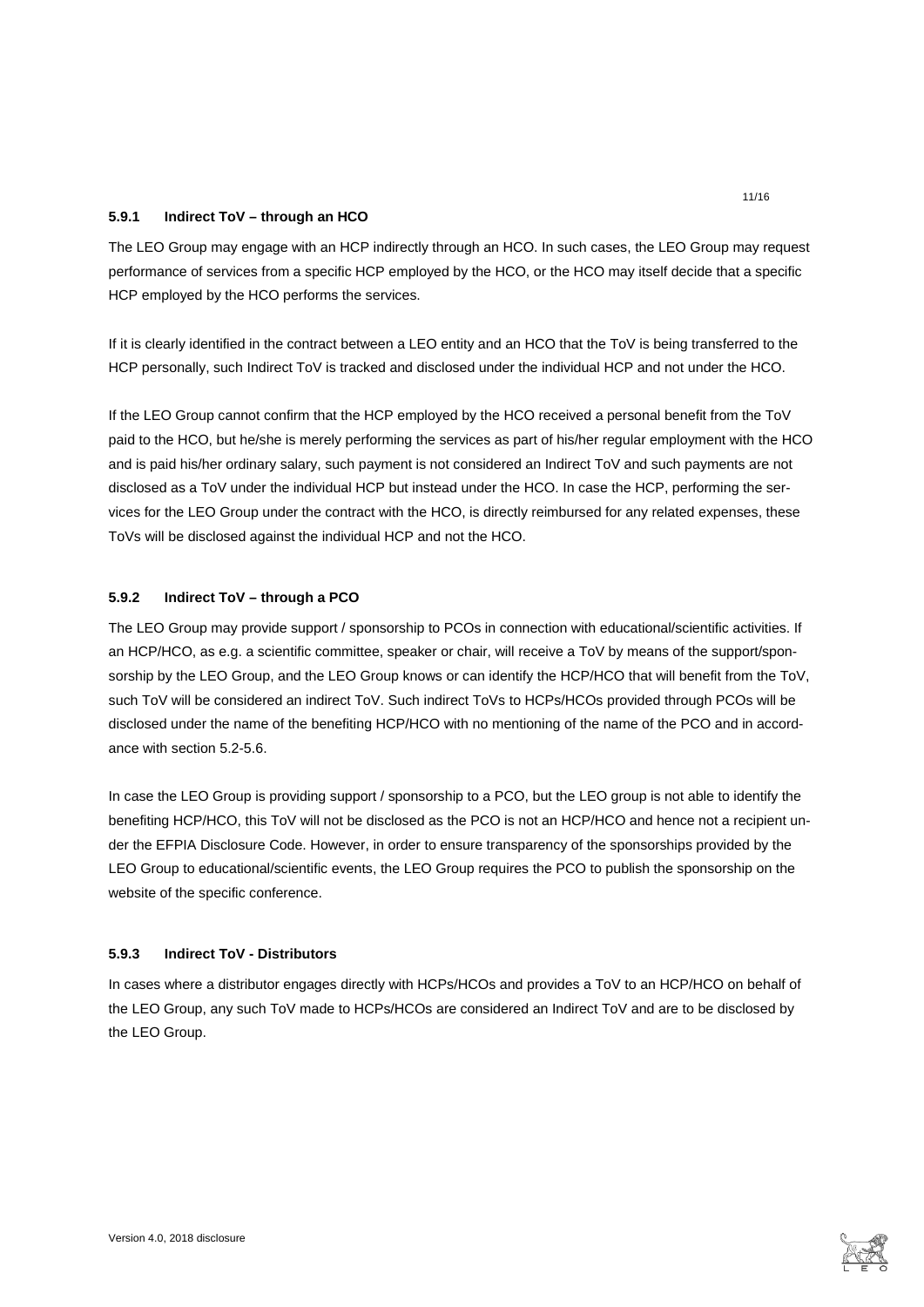#### 5.9.1 Indirect ToV – through an HCO

The LEO Group may engage with an HCP indirectly through an HCO. In such cases, the LEO Group may request performance of services from a specific HCP employed by the HCO, or the HCO may itself decide that a specific HCP employed by the HCO performs the services.

If it is clearly identified in the contract between a LEO entity and an HCO that the ToV is being transferred to the HCP personally, such Indirect ToV is tracked and disclosed under the individual HCP and not under the HCO.

If the LEO Group cannot confirm that the HCP employed by the HCO received a personal benefit from the ToV paid to the HCO, but he/she is merely performing the services as part of his/her regular employment with the HCO and is paid his/her ordinary salary, such payment is not considered an Indirect ToV and such payments are not disclosed as a ToV under the individual HCP but instead under the HCO. In case the HCP, performing the services for the LEO Group under the contract with the HCO, is directly reimbursed for any related expenses, these ToVs will be disclosed against the individual HCP and not the HCO.

#### 5.9.2 Indirect ToV – through a PCO

The LEO Group may provide support / sponsorship to PCOs in connection with educational/scientific activities. If an HCP/HCO, as e.g. a scientific committee, speaker or chair, will receive a ToV by means of the support/sponsorship by the LEO Group, and the LEO Group knows or can identify the HCP/HCO that will benefit from the ToV, such ToV will be considered an indirect ToV. Such indirect ToVs to HCPs/HCOs provided through PCOs will be disclosed under the name of the benefiting HCP/HCO with no mentioning of the name of the PCO and in accordance with section 5.2-5.6.

In case the LEO Group is providing support / sponsorship to a PCO, but the LEO group is not able to identify the benefiting HCP/HCO, this ToV will not be disclosed as the PCO is not an HCP/HCO and hence not a recipient under the EFPIA Disclosure Code. However, in order to ensure transparency of the sponsorships provided by the LEO Group to educational/scientific events, the LEO Group requires the PCO to publish the sponsorship on the website of the specific conference.

#### 5.9.3 Indirect ToV - Distributors

In cases where a distributor engages directly with HCPs/HCOs and provides a ToV to an HCP/HCO on behalf of the LEO Group, any such ToV made to HCPs/HCOs are considered an Indirect ToV and are to be disclosed by the LEO Group.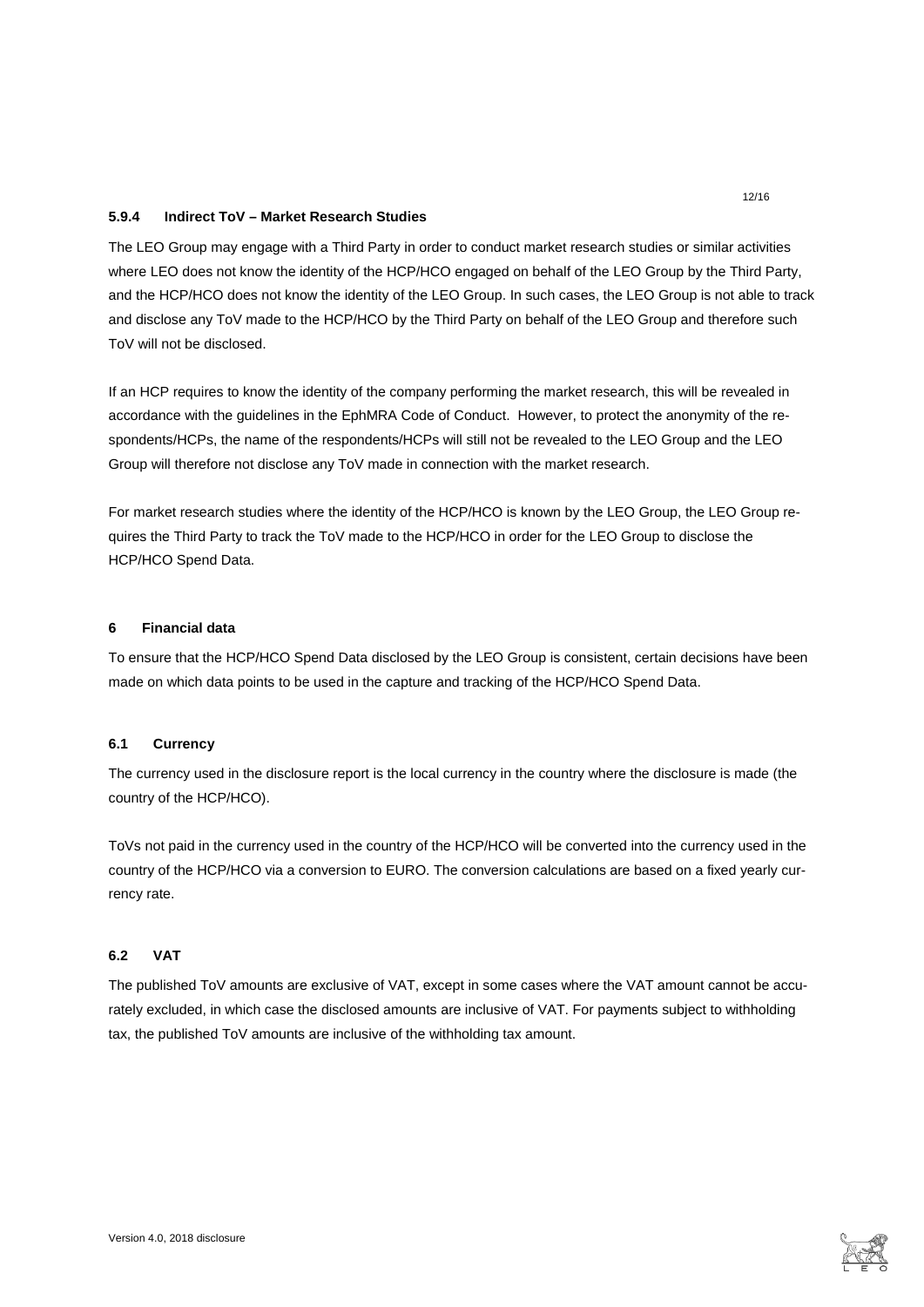#### 5.9.4 Indirect ToV – Market Research Studies

The LEO Group may engage with a Third Party in order to conduct market research studies or similar activities where LEO does not know the identity of the HCP/HCO engaged on behalf of the LEO Group by the Third Party, and the HCP/HCO does not know the identity of the LEO Group. In such cases, the LEO Group is not able to track and disclose any ToV made to the HCP/HCO by the Third Party on behalf of the LEO Group and therefore such ToV will not be disclosed.

If an HCP requires to know the identity of the company performing the market research, this will be revealed in accordance with the guidelines in the EphMRA Code of Conduct. However, to protect the anonymity of the respondents/HCPs, the name of the respondents/HCPs will still not be revealed to the LEO Group and the LEO Group will therefore not disclose any ToV made in connection with the market research.

For market research studies where the identity of the HCP/HCO is known by the LEO Group, the LEO Group requires the Third Party to track the ToV made to the HCP/HCO in order for the LEO Group to disclose the HCP/HCO Spend Data.

## 6 Financial data

To ensure that the HCP/HCO Spend Data disclosed by the LEO Group is consistent, certain decisions have been made on which data points to be used in the capture and tracking of the HCP/HCO Spend Data.

### 6.1 Currency

The currency used in the disclosure report is the local currency in the country where the disclosure is made (the country of the HCP/HCO).

ToVs not paid in the currency used in the country of the HCP/HCO will be converted into the currency used in the country of the HCP/HCO via a conversion to EURO. The conversion calculations are based on a fixed yearly currency rate.

### 6.2 VAT

The published ToV amounts are exclusive of VAT, except in some cases where the VAT amount cannot be accurately excluded, in which case the disclosed amounts are inclusive of VAT. For payments subject to withholding tax, the published ToV amounts are inclusive of the withholding tax amount.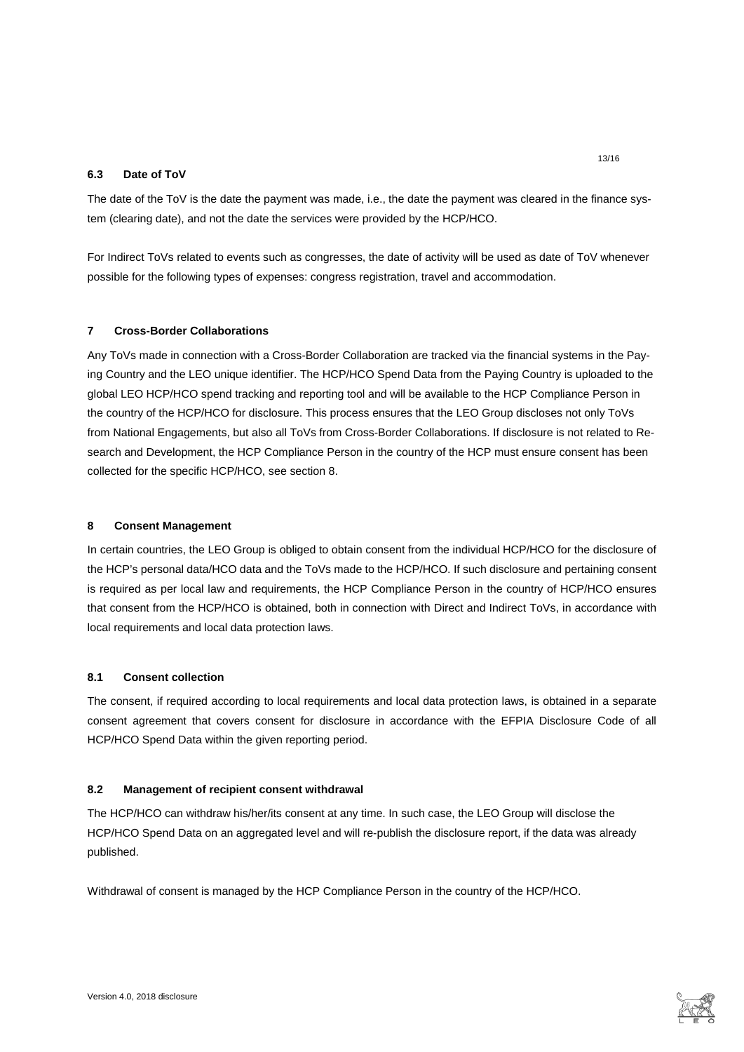### 6.3 Date of ToV

The date of the ToV is the date the payment was made, i.e., the date the payment was cleared in the finance system (clearing date), and not the date the services were provided by the HCP/HCO.

For Indirect ToVs related to events such as congresses, the date of activity will be used as date of ToV whenever possible for the following types of expenses: congress registration, travel and accommodation.

## 7 Cross-Border Collaborations

Any ToVs made in connection with a Cross-Border Collaboration are tracked via the financial systems in the Paying Country and the LEO unique identifier. The HCP/HCO Spend Data from the Paying Country is uploaded to the global LEO HCP/HCO spend tracking and reporting tool and will be available to the HCP Compliance Person in the country of the HCP/HCO for disclosure. This process ensures that the LEO Group discloses not only ToVs from National Engagements, but also all ToVs from Cross-Border Collaborations. If disclosure is not related to Research and Development, the HCP Compliance Person in the country of the HCP must ensure consent has been collected for the specific HCP/HCO, see section 8.

## 8 Consent Management

In certain countries, the LEO Group is obliged to obtain consent from the individual HCP/HCO for the disclosure of the HCP's personal data/HCO data and the ToVs made to the HCP/HCO. If such disclosure and pertaining consent is required as per local law and requirements, the HCP Compliance Person in the country of HCP/HCO ensures that consent from the HCP/HCO is obtained, both in connection with Direct and Indirect ToVs, in accordance with local requirements and local data protection laws.

### 8.1 Consent collection

The consent, if required according to local requirements and local data protection laws, is obtained in a separate consent agreement that covers consent for disclosure in accordance with the EFPIA Disclosure Code of all HCP/HCO Spend Data within the given reporting period.

### 8.2 Management of recipient consent withdrawal

The HCP/HCO can withdraw his/her/its consent at any time. In such case, the LEO Group will disclose the HCP/HCO Spend Data on an aggregated level and will re-publish the disclosure report, if the data was already published.

Withdrawal of consent is managed by the HCP Compliance Person in the country of the HCP/HCO.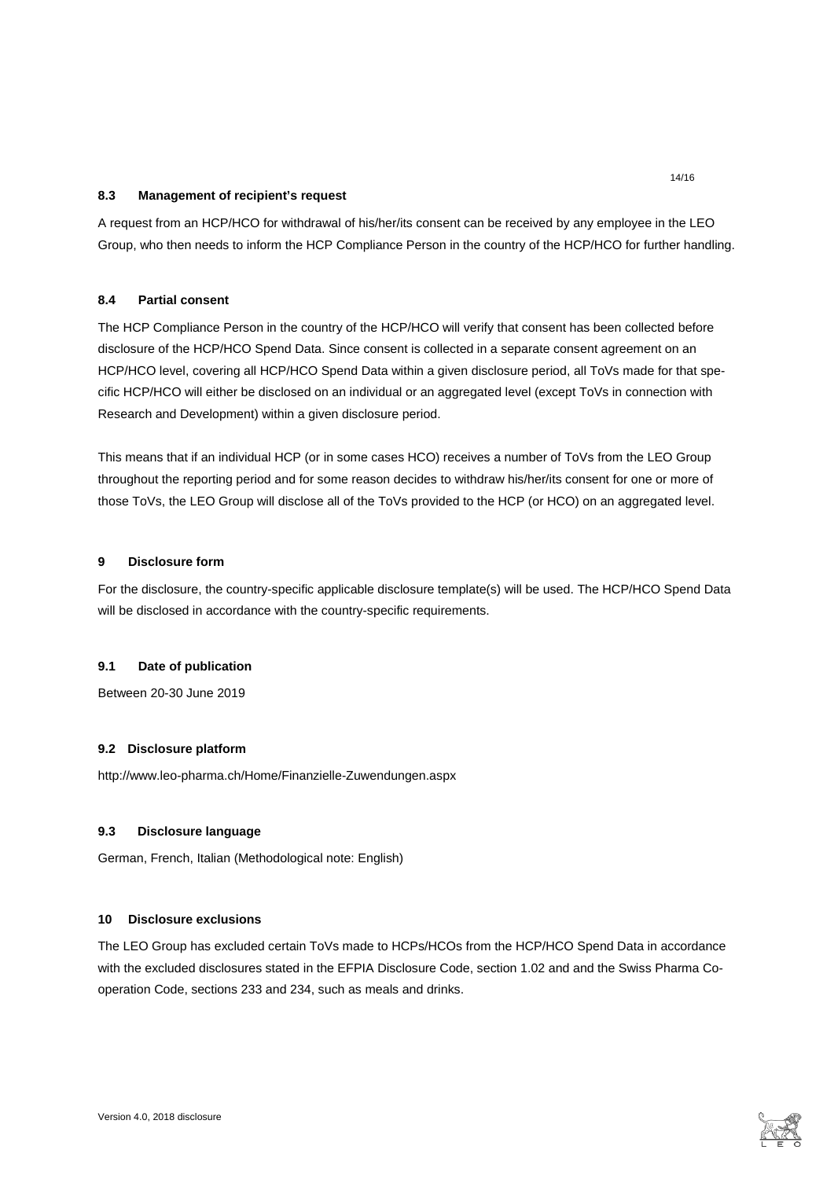### 8.3 Management of recipient's request

A request from an HCP/HCO for withdrawal of his/her/its consent can be received by any employee in the LEO Group, who then needs to inform the HCP Compliance Person in the country of the HCP/HCO for further handling.

### 8.4 Partial consent

The HCP Compliance Person in the country of the HCP/HCO will verify that consent has been collected before disclosure of the HCP/HCO Spend Data. Since consent is collected in a separate consent agreement on an HCP/HCO level, covering all HCP/HCO Spend Data within a given disclosure period, all ToVs made for that specific HCP/HCO will either be disclosed on an individual or an aggregated level (except ToVs in connection with Research and Development) within a given disclosure period.

This means that if an individual HCP (or in some cases HCO) receives a number of ToVs from the LEO Group throughout the reporting period and for some reason decides to withdraw his/her/its consent for one or more of those ToVs, the LEO Group will disclose all of the ToVs provided to the HCP (or HCO) on an aggregated level.

## 9 Disclosure form

For the disclosure, the country-specific applicable disclosure template(s) will be used. The HCP/HCO Spend Data will be disclosed in accordance with the country-specific requirements.

### 9.1 Date of publication

Between 20-30 June 2019

### 9.2 Disclosure platform

http://www.leo-pharma.ch/Home/Finanzielle-Zuwendungen.aspx

### 9.3 Disclosure language

German, French, Italian (Methodological note: English)

## 10 Disclosure exclusions

The LEO Group has excluded certain ToVs made to HCPs/HCOs from the HCP/HCO Spend Data in accordance with the excluded disclosures stated in the EFPIA Disclosure Code, section 1.02 and and the Swiss Pharma Cooperation Code, sections 233 and 234, such as meals and drinks.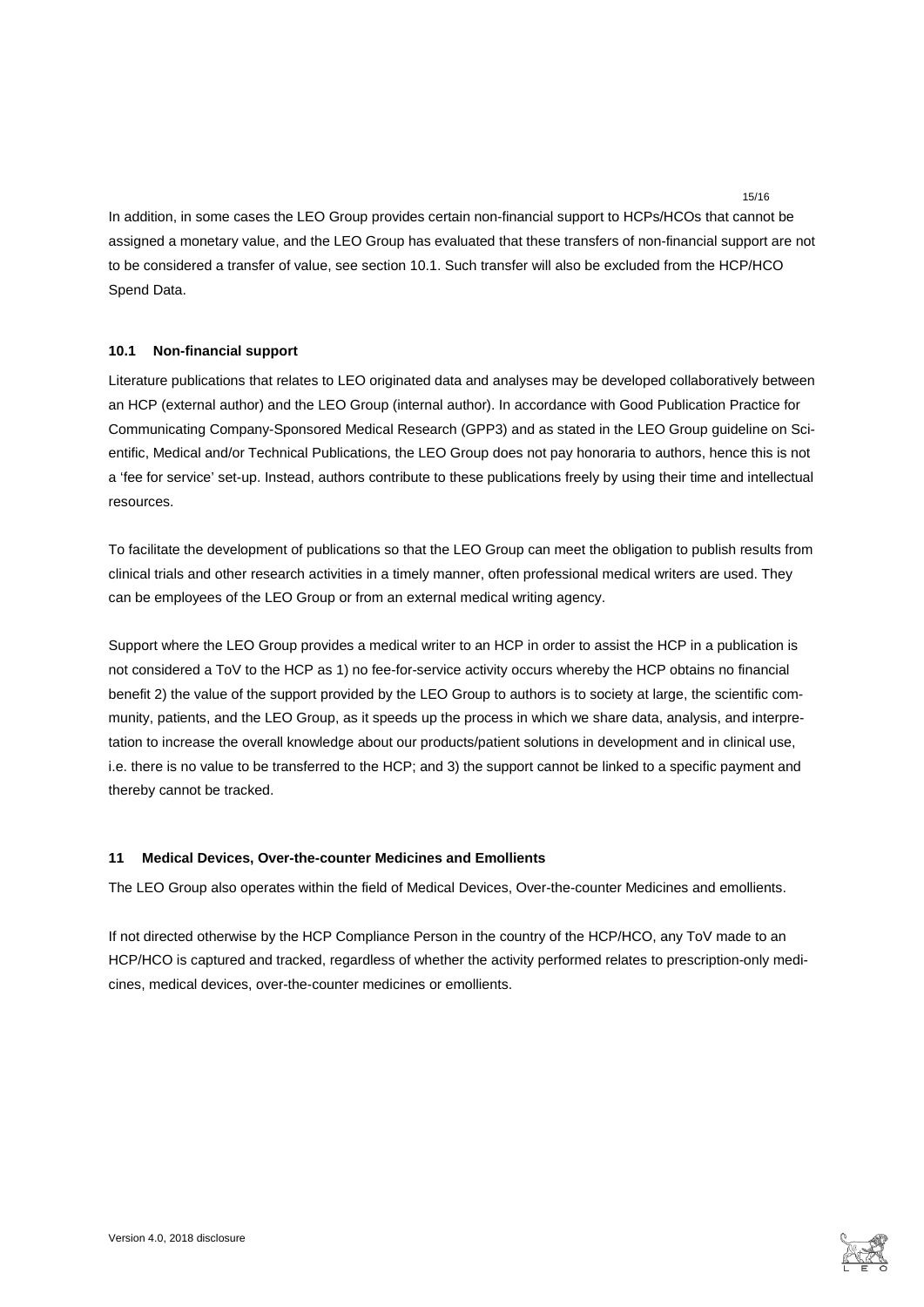In addition, in some cases the LEO Group provides certain non-financial support to HCPs/HCOs that cannot be assigned a monetary value, and the LEO Group has evaluated that these transfers of non-financial support are not to be considered a transfer of value, see section 10.1. Such transfer will also be excluded from the HCP/HCO Spend Data.

### 10.1 Non-financial support

Literature publications that relates to LEO originated data and analyses may be developed collaboratively between an HCP (external author) and the LEO Group (internal author). In accordance with Good Publication Practice for Communicating Company-Sponsored Medical Research (GPP3) and as stated in the LEO Group guideline on Scientific, Medical and/or Technical Publications, the LEO Group does not pay honoraria to authors, hence this is not a 'fee for service' set-up. Instead, authors contribute to these publications freely by using their time and intellectual resources.

To facilitate the development of publications so that the LEO Group can meet the obligation to publish results from clinical trials and other research activities in a timely manner, often professional medical writers are used. They can be employees of the LEO Group or from an external medical writing agency.

Support where the LEO Group provides a medical writer to an HCP in order to assist the HCP in a publication is not considered a ToV to the HCP as 1) no fee-for-service activity occurs whereby the HCP obtains no financial benefit 2) the value of the support provided by the LEO Group to authors is to society at large, the scientific community, patients, and the LEO Group, as it speeds up the process in which we share data, analysis, and interpretation to increase the overall knowledge about our products/patient solutions in development and in clinical use, i.e. there is no value to be transferred to the HCP; and 3) the support cannot be linked to a specific payment and thereby cannot be tracked.

## 11 Medical Devices, Over-the-counter Medicines and Emollients

The LEO Group also operates within the field of Medical Devices, Over-the-counter Medicines and emollients.

If not directed otherwise by the HCP Compliance Person in the country of the HCP/HCO, any ToV made to an HCP/HCO is captured and tracked, regardless of whether the activity performed relates to prescription-only medicines, medical devices, over-the-counter medicines or emollients.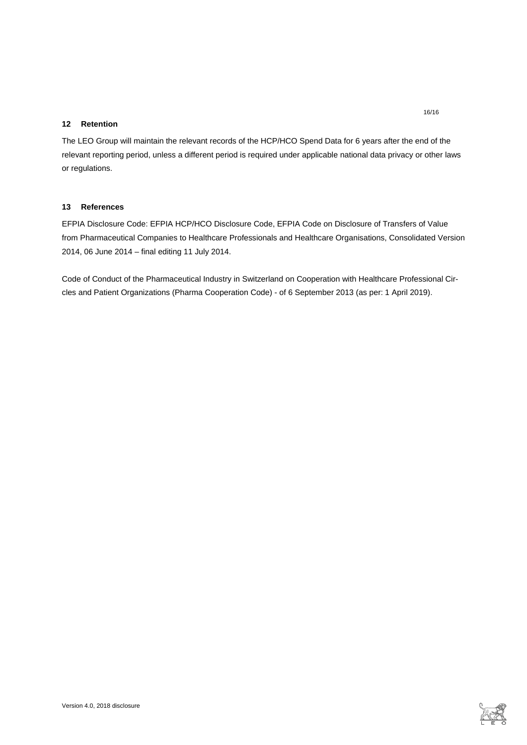## 12 Retention

The LEO Group will maintain the relevant records of the HCP/HCO Spend Data for 6 years after the end of the relevant reporting period, unless a different period is required under applicable national data privacy or other laws or regulations.

## 13 References

EFPIA Disclosure Code: EFPIA HCP/HCO Disclosure Code, EFPIA Code on Disclosure of Transfers of Value from Pharmaceutical Companies to Healthcare Professionals and Healthcare Organisations, Consolidated Version 2014, 06 June 2014 – final editing 11 July 2014.

Code of Conduct of the Pharmaceutical Industry in Switzerland on Cooperation with Healthcare Professional Circles and Patient Organizations (Pharma Cooperation Code) - of 6 September 2013 (as per: 1 April 2019).